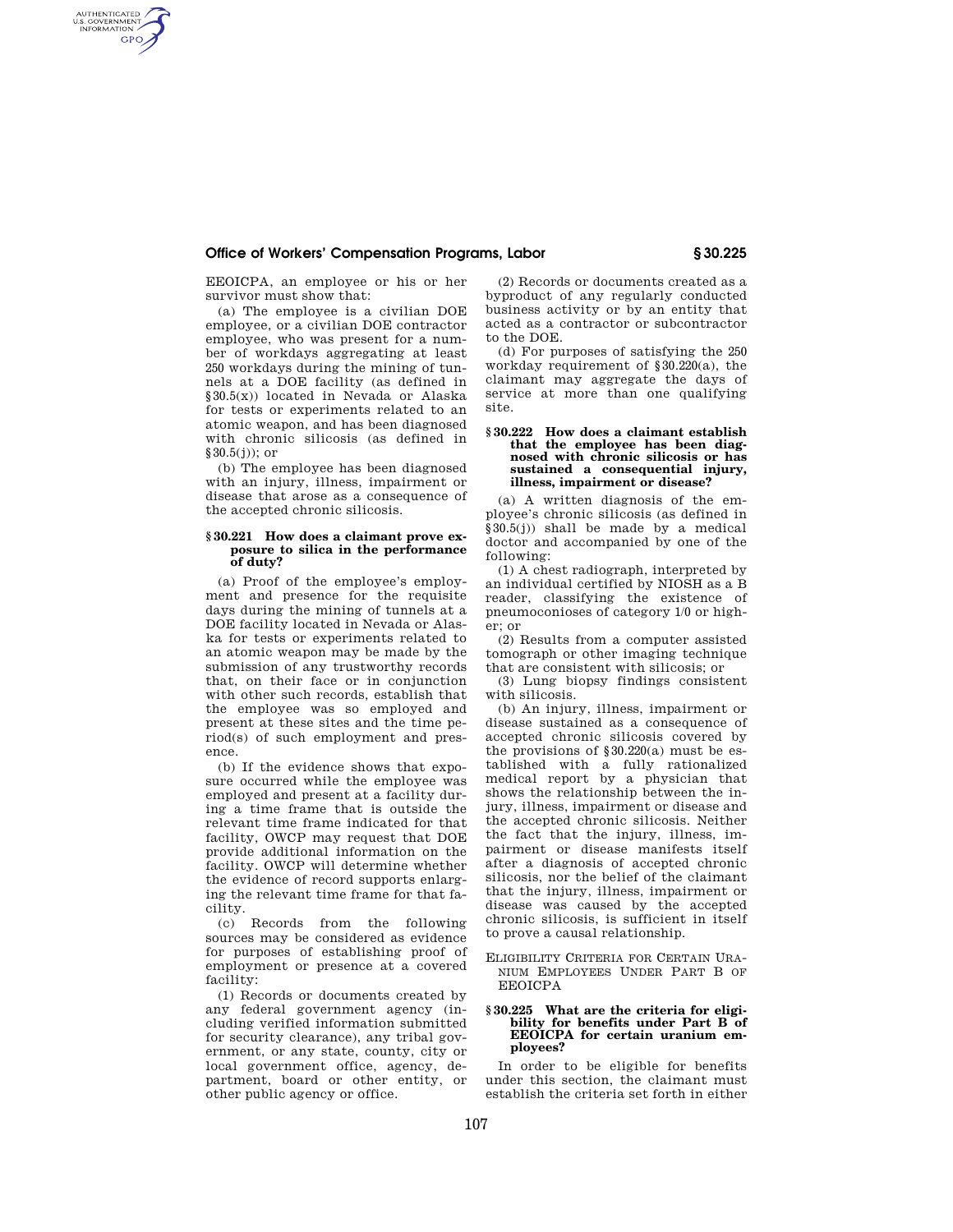EEOICPA, an employee or his or her survivor must show that:

(a) The employee is a civilian DOE employee, or a civilian DOE contractor employee, who was present for a number of workdays aggregating at least 250 workdays during the mining of tunnels at a DOE facility (as defined in §30.5(x)) located in Nevada or Alaska for tests or experiments related to an atomic weapon, and has been diagnosed with chronic silicosis (as defined in §30.5(j)); or

(b) The employee has been diagnosed with an injury, illness, impairment or disease that arose as a consequence of the accepted chronic silicosis.

### § 30.221 How does a claimant prove exposure to silica in the performance of duty?

(a) Proof of the employee's employment and presence for the requisite days during the mining of tunnels at a DOE facility located in Nevada or Alaska for tests or experiments related to an atomic weapon may be made by the submission of any trustworthy records that, on their face or in conjunction with other such records, establish that the employee was so employed and present at these sites and the time period(s) of such employment and presence.

(b) If the evidence shows that exposure occurred while the employee was employed and present at a facility during a time frame that is outside the relevant time frame indicated for that facility, OWCP may request that DOE provide additional information on the facility. OWCP will determine whether the evidence of record supports enlarging the relevant time frame for that facility.

(c) Records from the following sources may be considered as evidence for purposes of establishing proof of employment or presence at a covered facility:

(1) Records or documents created by any federal government agency (including verified information submitted for security clearance), any tribal government, or any state, county, city or local government office, agency, department, board or other entity, or other public agency or office.

(2) Records or documents created as a byproduct of any regularly conducted business activity or by an entity that acted as a contractor or subcontractor to the DOE.

(d) For purposes of satisfying the 250 workday requirement of §30.220(a), the claimant may aggregate the days of service at more than one qualifying site.

### § 30.222 How does a claimant establish that the employee has been diagnosed with chronic silicosis or has sustained a consequential injury, illness, impairment or disease?

(a) A written diagnosis of the employee's chronic silicosis (as defined in §30.5(j)) shall be made by a medical doctor and accompanied by one of the following:

(1) A chest radiograph, interpreted by an individual certified by NIOSH as a B reader, classifying the existence of pneumoconioses of category 1/0 or higher; or

(2) Results from a computer assisted tomograph or other imaging technique that are consistent with silicosis; or

(3) Lung biopsy findings consistent with silicosis.

(b) An injury, illness, impairment or disease sustained as a consequence of accepted chronic silicosis covered by the provisions of §30.220(a) must be established with a fully rationalized medical report by a physician that shows the relationship between the injury, illness, impairment or disease and the accepted chronic silicosis. Neither the fact that the injury, illness, impairment or disease manifests itself after a diagnosis of accepted chronic silicosis, nor the belief of the claimant that the injury, illness, impairment or disease was caused by the accepted chronic silicosis, is sufficient in itself to prove a causal relationship.

## Eligibility Criteria for Certain Uranium Employees Under Part B of EEOICPA

### § 30.225 What are the criteria for eligibility for benefits under Part B of EEOICPA for certain uranium employees?

In order to be eligible for benefits under this section, the claimant must establish the criteria set forth in either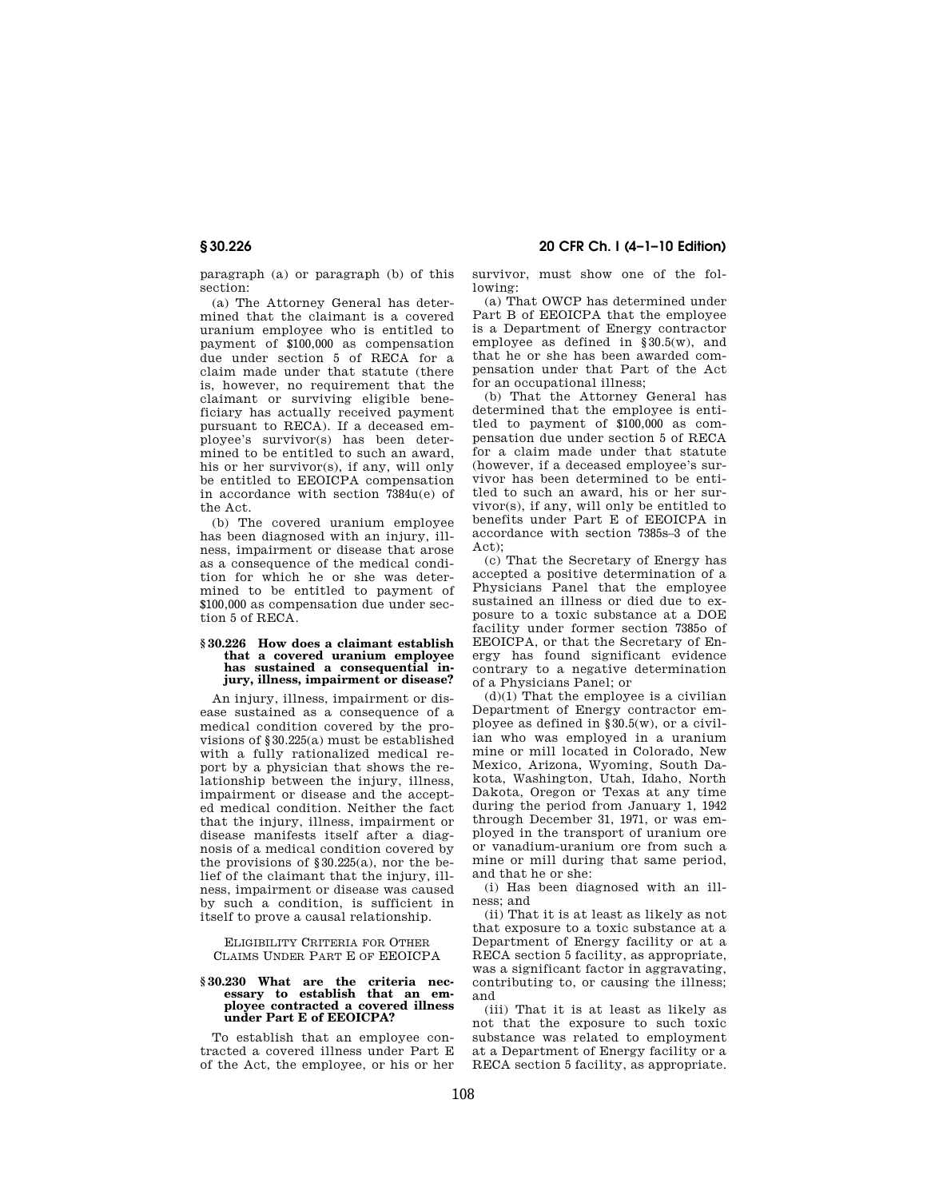paragraph (a) or paragraph (b) of this section:

(a) The Attorney General has determined that the claimant is a covered uranium employee who is entitled to payment of $100,000 as compensation due under section 5 of RECA for a claim made under that statute (there is, however, no requirement that the claimant or surviving eligible beneficiary has actually received payment pursuant to RECA). If a deceased employee's survivor(s) has been determined to be entitled to such an award, his or her survivor(s), if any, will only be entitled to EEOICPA compensation in accordance with section 7384u(e) of the Act.

(b) The covered uranium employee has been diagnosed with an injury, illness, impairment or disease that arose as a consequence of the medical condition for which he or she was determined to be entitled to payment of $100,000 as compensation due under section 5 of RECA.

### § 30.226 How does a claimant establish that a covered uranium employee has sustained a consequential injury, illness, impairment or disease?

An injury, illness, impairment or disease sustained as a consequence of a medical condition covered by the provisions of § 30.225(a) must be established with a fully rationalized medical report by a physician that shows the relationship between the injury, illness, impairment or disease and the accepted medical condition. Neither the fact that the injury, illness, impairment or disease manifests itself after a diagnosis of a medical condition covered by the provisions of § 30.225(a), nor the belief of the claimant that the injury, illness, impairment or disease was caused by such a condition, is sufficient in itself to prove a causal relationship.

## ELIGIBILITY CRITERIA FOR OTHER CLAIMS UNDER PART E OF EEOICPA

### § 30.230 What are the criteria necessary to establish that an employee contracted a covered illness under Part E of EEOICPA?

To establish that an employee contracted a covered illness under Part E of the Act, the employee, or his or her survivor, must show one of the following:

(a) That OWCP has determined under Part B of EEOICPA that the employee is a Department of Energy contractor employee as defined in § 30.5(w), and that he or she has been awarded compensation under that Part of the Act for an occupational illness;

(b) That the Attorney General has determined that the employee is entitled to payment of $100,000 as compensation due under section 5 of RECA for a claim made under that statute (however, if a deceased employee's survivor has been determined to be entitled to such an award, his or her survivor(s), if any, will only be entitled to benefits under Part E of EEOICPA in accordance with section 7385s–3 of the Act);

(c) That the Secretary of Energy has accepted a positive determination of a Physicians Panel that the employee sustained an illness or died due to exposure to a toxic substance at a DOE facility under former section 7385o of EEOICPA, or that the Secretary of Energy has found significant evidence contrary to a negative determination of a Physicians Panel; or

(d)(1) That the employee is a civilian Department of Energy contractor employee as defined in § 30.5(w), or a civilian who was employed in a uranium mine or mill located in Colorado, New Mexico, Arizona, Wyoming, South Dakota, Washington, Utah, Idaho, North Dakota, Oregon or Texas at any time during the period from January 1, 1942 through December 31, 1971, or was employed in the transport of uranium ore or vanadium-uranium ore from such a mine or mill during that same period, and that he or she:

(i) Has been diagnosed with an illness; and

(ii) That it is at least as likely as not that exposure to a toxic substance at a Department of Energy facility or at a RECA section 5 facility, as appropriate, was a significant factor in aggravating, contributing to, or causing the illness; and

(iii) That it is at least as likely as not that the exposure to such toxic substance was related to employment at a Department of Energy facility or a RECA section 5 facility, as appropriate.